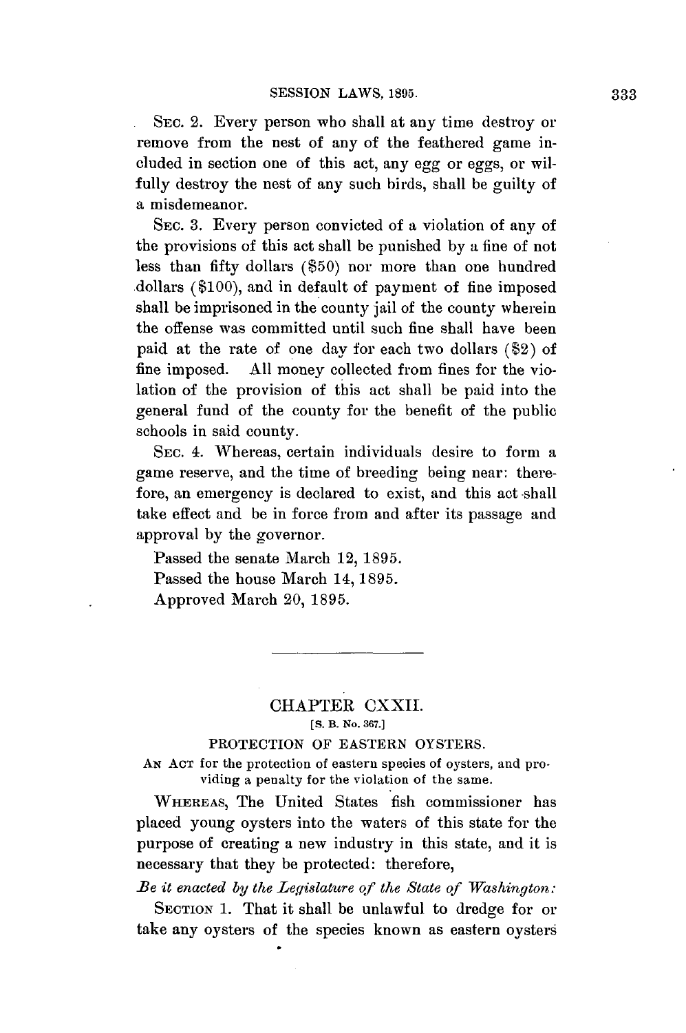SEC. 2. Every person who shall at any time destroy or remove from the nest of any of the feathered game included in section one of this act, any egg or eggs, or wilfully destroy the nest of any such birds, shall be guilty of a misdemeanor.

SEC. 3. Every person convicted of a violation of any of the provisions of this act shall be punished by a fine of not less than fifty dollars ($50) nor more than one hundred dollars ($100), and in default of payment of fine imposed shall be imprisoned in the county jail of the county wherein the offense was committed until such fine shall have been paid at the rate of one day for each two dollars ($2) of fine imposed. All money collected from fines for the violation of the provision of this act shall be paid into the general fund of the county for the benefit of the public schools in said county.

SEC. 4. Whereas, certain individuals desire to form a game reserve, and the time of breeding being near: therefore, an emergency is declared to exist, and this act shall take effect and be in force from and after its passage and approval by the governor.

Passed the senate March 12, 1895.
Passed the house March 14, 1895.
Approved March 20, 1895.

---

## CHAPTER CXXII.

[S. B. No. 367.]

### PROTECTION OF EASTERN OYSTERS.

AN ACT for the protection of eastern species of oysters, and providing a penalty for the violation of the same.

WHEREAS, The United States fish commissioner has placed young oysters into the waters of this state for the purpose of creating a new industry in this state, and it is necessary that they be protected: therefore,

*Be it enacted by the Legislature of the State of Washington:*

SECTION 1. That it shall be unlawful to dredge for or take any oysters of the species known as eastern oysters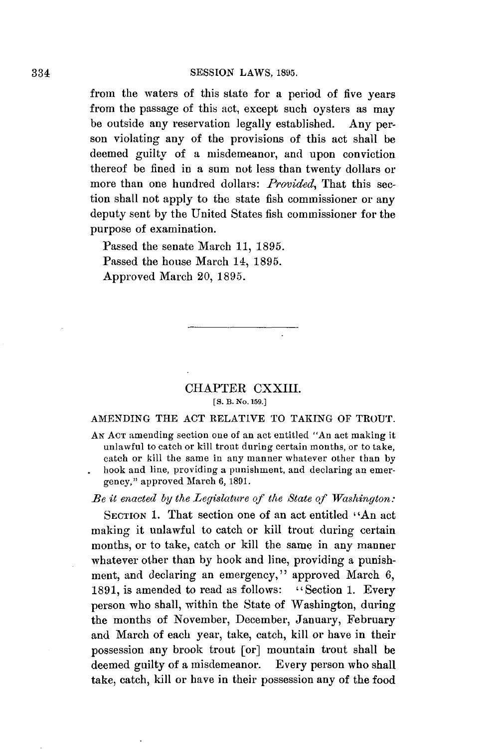from the waters of this state for a period of five years from the passage of this act, except such oysters as may be outside any reservation legally established. Any person violating any of the provisions of this act shall be deemed guilty of a misdemeanor, and upon conviction thereof be fined in a sum not less than twenty dollars or more than one hundred dollars: *Provided*, That this section shall not apply to the state fish commissioner or any deputy sent by the United States fish commissioner for the purpose of examination.

Passed the senate March 11, 1895.
Passed the house March 14, 1895.
Approved March 20, 1895.

---

## CHAPTER CXXIII.

[S. B. No. 159.]

AMENDING THE ACT RELATIVE TO TAKING OF TROUT.

AN ACT amending section one of an act entitled "An act making it unlawful to catch or kill trout during certain months, or to take, catch or kill the same in any manner whatever other than by hook and line, providing a punishment, and declaring an emergency," approved March 6, 1891.

*Be it enacted by the Legislature of the State of Washington:*

SECTION 1. That section one of an act entitled "An act making it unlawful to catch or kill trout during certain months, or to take, catch or kill the same in any manner whatever other than by hook and line, providing a punishment, and declaring an emergency," approved March 6, 1891, is amended to read as follows: "Section 1. Every person who shall, within the State of Washington, during the months of November, December, January, February and March of each year, take, catch, kill or have in their possession any brook trout [or] mountain trout shall be deemed guilty of a misdemeanor. Every person who shall take, catch, kill or have in their possession any of the food